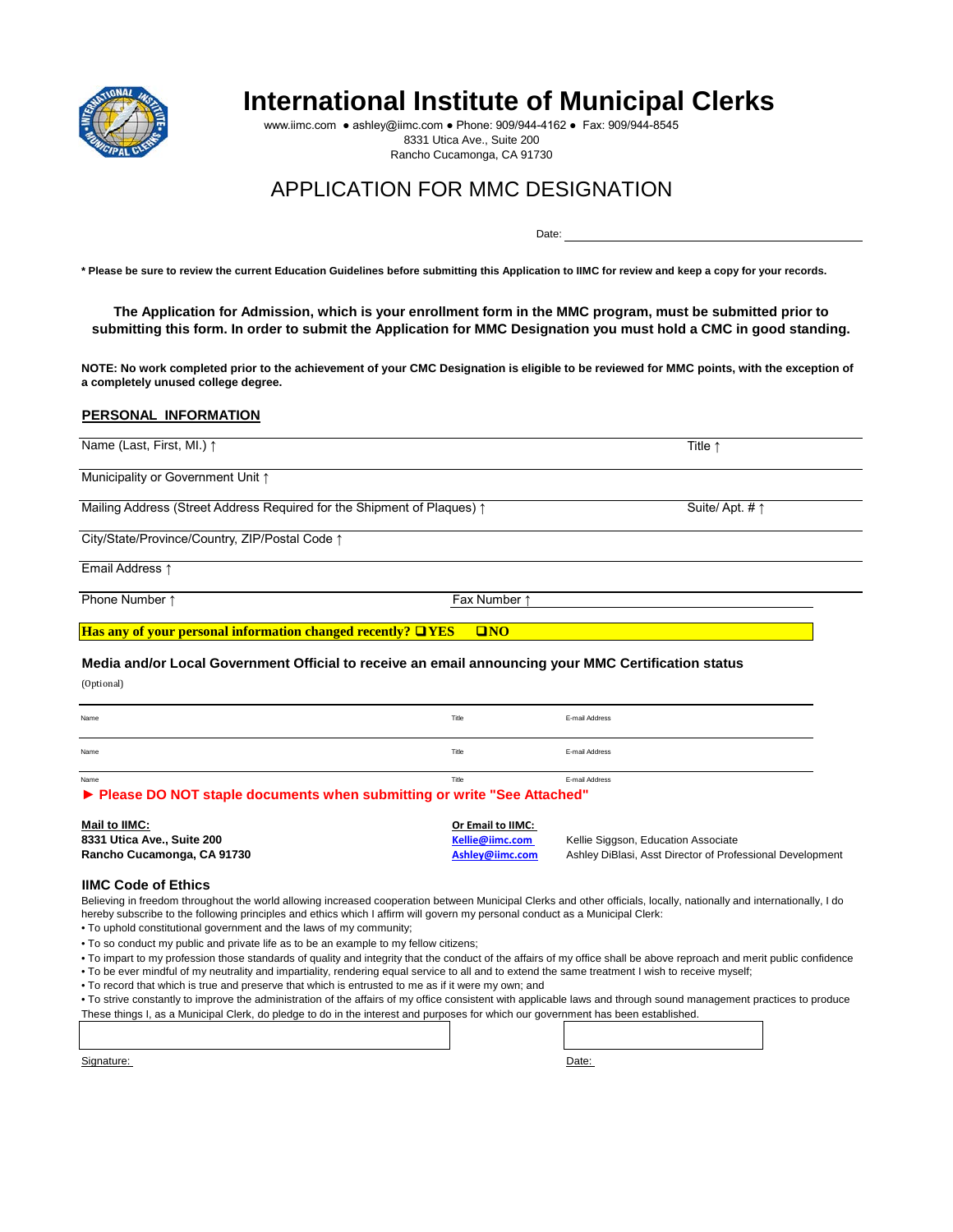# International Institute of Municipal Clerks

www.iimc.com ● ashley@iimc.com ● Phone: 909/944-4162 ● Fax: 909/944-8545
8331 Utica Ave., Suite 200
Rancho Cucamonga, CA 91730

## APPLICATION FOR MMC DESIGNATION

Date: ______________________

**\* Please be sure to review the current Education Guidelines before submitting this Application to IIMC for review and keep a copy for your records.**

**The Application for Admission, which is your enrollment form in the MMC program, must be submitted prior to submitting this form. In order to submit the Application for MMC Designation you must hold a CMC in good standing.**

**NOTE: No work completed prior to the achievement of your CMC Designation is eligible to be reviewed for MMC points, with the exception of a completely unused college degree.**

### PERSONAL INFORMATION

| | |
|---|---|
| Name (Last, First, MI.) ↑ | Title ↑ |
| Municipality or Government Unit ↑ | |
| Mailing Address (Street Address Required for the Shipment of Plaques) ↑ | Suite/ Apt. # ↑ |
| City/State/Province/Country, ZIP/Postal Code ↑ | |
| Email Address ↑ | |
| Phone Number ↑ | Fax Number ↑ |

**Has any of your personal information changed recently? ❑YES ❑NO**

**Media and/or Local Government Official to receive an email announcing your MMC Certification status**

(Optional)

| Name | Title | E-mail Address |
|---|---|---|
| Name | Title | E-mail Address |
| Name | Title | E-mail Address |

**► Please DO NOT staple documents when submitting or write "See Attached"**

**Mail to IIMC:**
**8331 Utica Ave., Suite 200**
**Rancho Cucamonga, CA 91730**

**Or Email to IIMC:**
**Kellie@iimc.com** Kellie Siggson, Education Associate
**Ashley@iimc.com** Ashley DiBlasi, Asst Director of Professional Development

### IIMC Code of Ethics

Believing in freedom throughout the world allowing increased cooperation between Municipal Clerks and other officials, locally, nationally and internationally, I do hereby subscribe to the following principles and ethics which I affirm will govern my personal conduct as a Municipal Clerk:

- To uphold constitutional government and the laws of my community;
- To so conduct my public and private life as to be an example to my fellow citizens;
- To impart to my profession those standards of quality and integrity that the conduct of the affairs of my office shall be above reproach and merit public confidence
- To be ever mindful of my neutrality and impartiality, rendering equal service to all and to extend the same treatment I wish to receive myself;
- To record that which is true and preserve that which is entrusted to me as if it were my own; and
- To strive constantly to improve the administration of the affairs of my office consistent with applicable laws and through sound management practices to produce

These things I, as a Municipal Clerk, do pledge to do in the interest and purposes for which our government has been established.

Signature: ______________________ Date: ______________________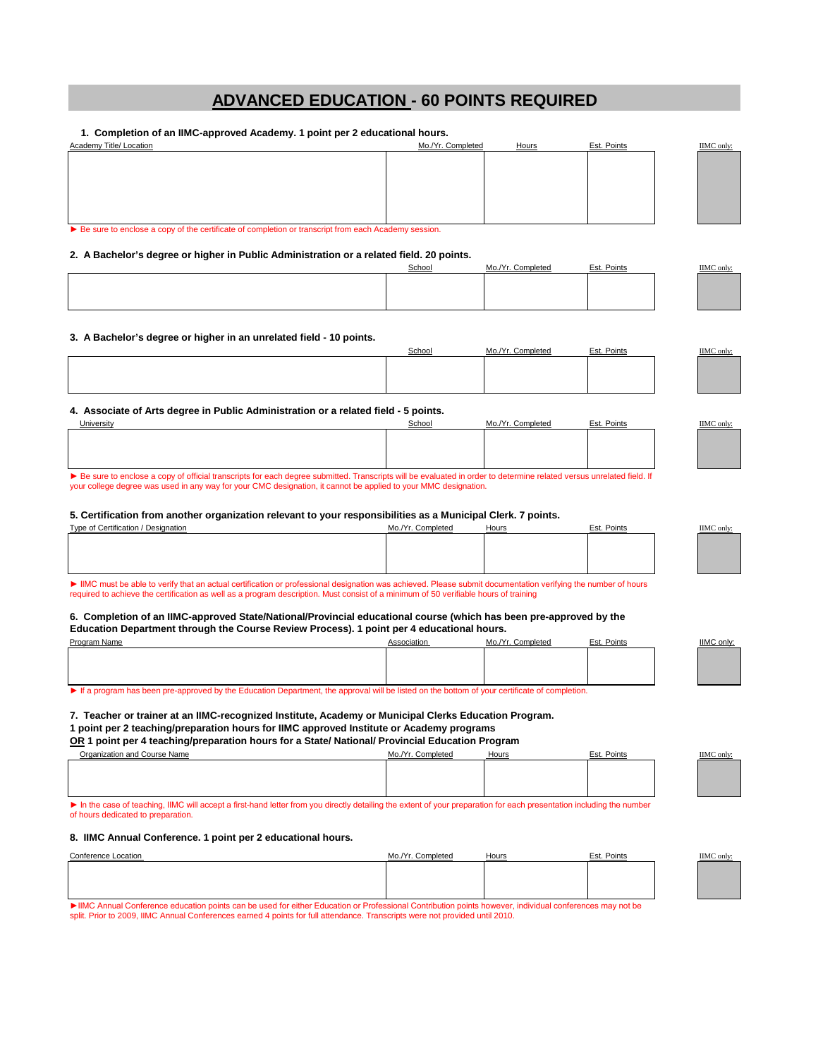# ADVANCED EDUCATION - 60 POINTS REQUIRED

**1. Completion of an IIMC-approved Academy. 1 point per 2 educational hours.**

| Academy Title/ Location | Mo./Yr. Completed | Hours | Est. Points | IIMC only: |
|---|---|---|---|---|
| | | | | |

► Be sure to enclose a copy of the certificate of completion or transcript from each Academy session.

**2. A Bachelor's degree or higher in Public Administration or a related field. 20 points.**

| School | Mo./Yr. Completed | Est. Points | IIMC only: |
|---|---|---|---|
| | | | |

**3. A Bachelor's degree or higher in an unrelated field - 10 points.**

| School | Mo./Yr. Completed | Est. Points | IIMC only: |
|---|---|---|---|
| | | | |

**4. Associate of Arts degree in Public Administration or a related field - 5 points.**

| University | School | Mo./Yr. Completed | Est. Points | IIMC only: |
|---|---|---|---|---|
| | | | | |

► Be sure to enclose a copy of official transcripts for each degree submitted. Transcripts will be evaluated in order to determine related versus unrelated field. If your college degree was used in any way for your CMC designation, it cannot be applied to your MMC designation.

**5. Certification from another organization relevant to your responsibilities as a Municipal Clerk. 7 points.**

| Type of Certification / Designation | Mo./Yr. Completed | Hours | Est. Points | IIMC only: |
|---|---|---|---|---|
| | | | | |

► IIMC must be able to verify that an actual certification or professional designation was achieved. Please submit documentation verifying the number of hours required to achieve the certification as well as a program description. Must consist of a minimum of 50 verifiable hours of training

**6. Completion of an IIMC-approved State/National/Provincial educational course (which has been pre-approved by the Education Department through the Course Review Process). 1 point per 4 educational hours.**

| Program Name | Association | Mo./Yr. Completed | Est. Points | IIMC only: |
|---|---|---|---|---|
| | | | | |

► If a program has been pre-approved by the Education Department, the approval will be listed on the bottom of your certificate of completion.

**7. Teacher or trainer at an IIMC-recognized Institute, Academy or Municipal Clerks Education Program.**
**1 point per 2 teaching/preparation hours for IIMC approved Institute or Academy programs**
**OR 1 point per 4 teaching/preparation hours for a State/ National/ Provincial Education Program**

| Organization and Course Name | Mo./Yr. Completed | Hours | Est. Points | IIMC only: |
|---|---|---|---|---|
| | | | | |

► In the case of teaching, IIMC will accept a first-hand letter from you directly detailing the extent of your preparation for each presentation including the number of hours dedicated to preparation.

**8. IIMC Annual Conference. 1 point per 2 educational hours.**

| Conference Location | Mo./Yr. Completed | Hours | Est. Points | IIMC only: |
|---|---|---|---|---|
| | | | | |

► IIMC Annual Conference education points can be used for either Education or Professional Contribution points however, individual conferences may not be split. Prior to 2009, IIMC Annual Conferences earned 4 points for full attendance. Transcripts were not provided until 2010.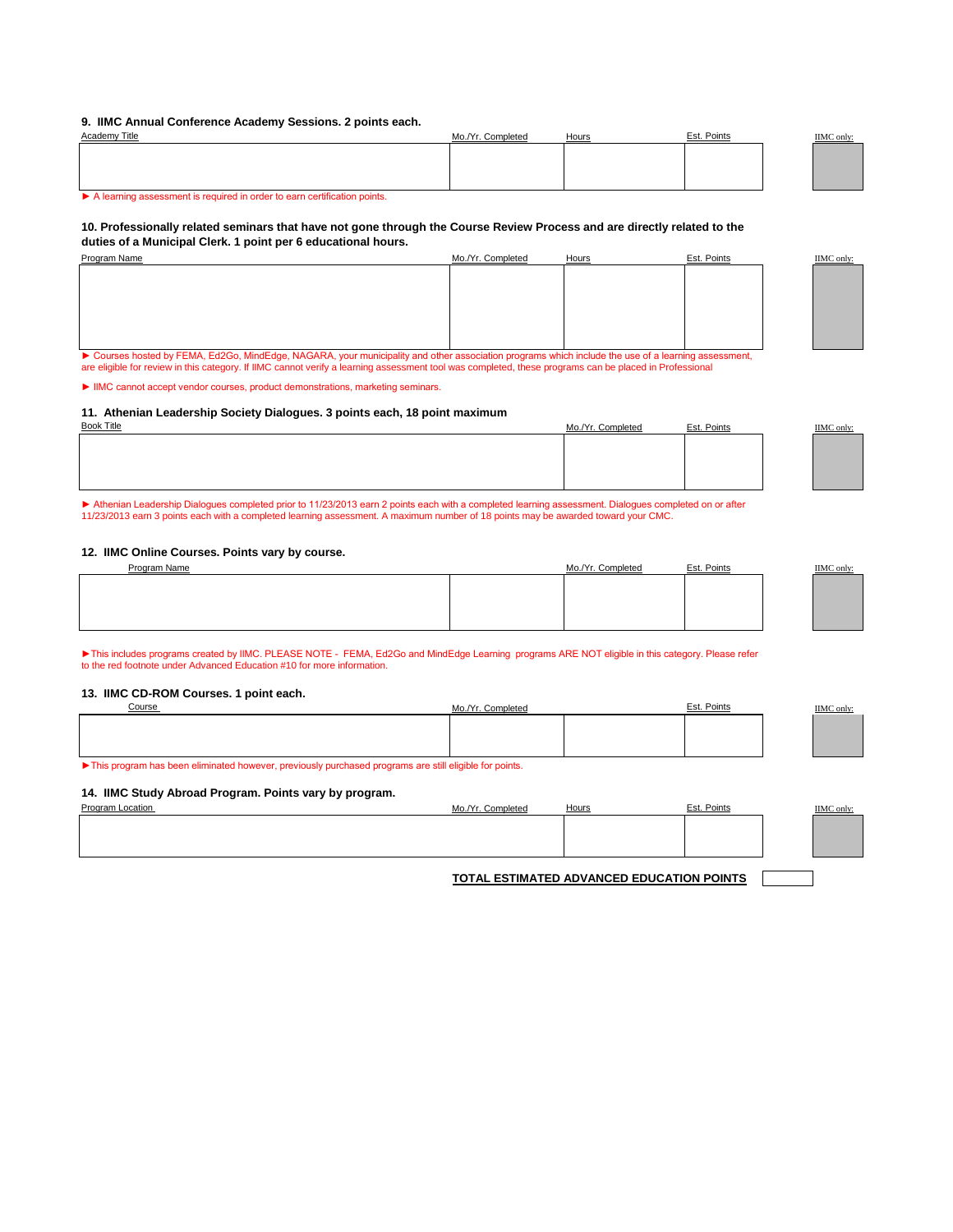### 9. IIMC Annual Conference Academy Sessions. 2 points each.

| Academy Title | Mo./Yr. Completed | Hours | Est. Points | IIMC only: |
|---|---|---|---|---|
| | | | | |

► A learning assessment is required in order to earn certification points.

### 10. Professionally related seminars that have not gone through the Course Review Process and are directly related to the duties of a Municipal Clerk. 1 point per 6 educational hours.

| Program Name | Mo./Yr. Completed | Hours | Est. Points | IIMC only: |
|---|---|---|---|---|
| | | | | |

► Courses hosted by FEMA, Ed2Go, MindEdge, NAGARA, your municipality and other association programs which include the use of a learning assessment, are eligible for review in this category. If IIMC cannot verify a learning assessment tool was completed, these programs can be placed in Professional

► IIMC cannot accept vendor courses, product demonstrations, marketing seminars.

### 11. Athenian Leadership Society Dialogues. 3 points each, 18 point maximum

| Book Title | Mo./Yr. Completed | Est. Points | IIMC only: |
|---|---|---|---|
| | | | |

► Athenian Leadership Dialogues completed prior to 11/23/2013 earn 2 points each with a completed learning assessment. Dialogues completed on or after 11/23/2013 earn 3 points each with a completed learning assessment. A maximum number of 18 points may be awarded toward your CMC.

### 12. IIMC Online Courses. Points vary by course.

| Program Name | | Mo./Yr. Completed | Est. Points | IIMC only: |
|---|---|---|---|---|
| | | | | |

►This includes programs created by IIMC. PLEASE NOTE - FEMA, Ed2Go and MindEdge Learning programs ARE NOT eligible in this category. Please refer to the red footnote under Advanced Education #10 for more information.

### 13. IIMC CD-ROM Courses. 1 point each.

| Course | Mo./Yr. Completed | | Est. Points | IIMC only: |
|---|---|---|---|---|
| | | | | |

►This program has been eliminated however, previously purchased programs are still eligible for points.

### 14. IIMC Study Abroad Program. Points vary by program.

| Program Location | Mo./Yr. Completed | Hours | Est. Points | IIMC only: |
|---|---|---|---|---|
| | | | | |

**TOTAL ESTIMATED ADVANCED EDUCATION POINTS** | |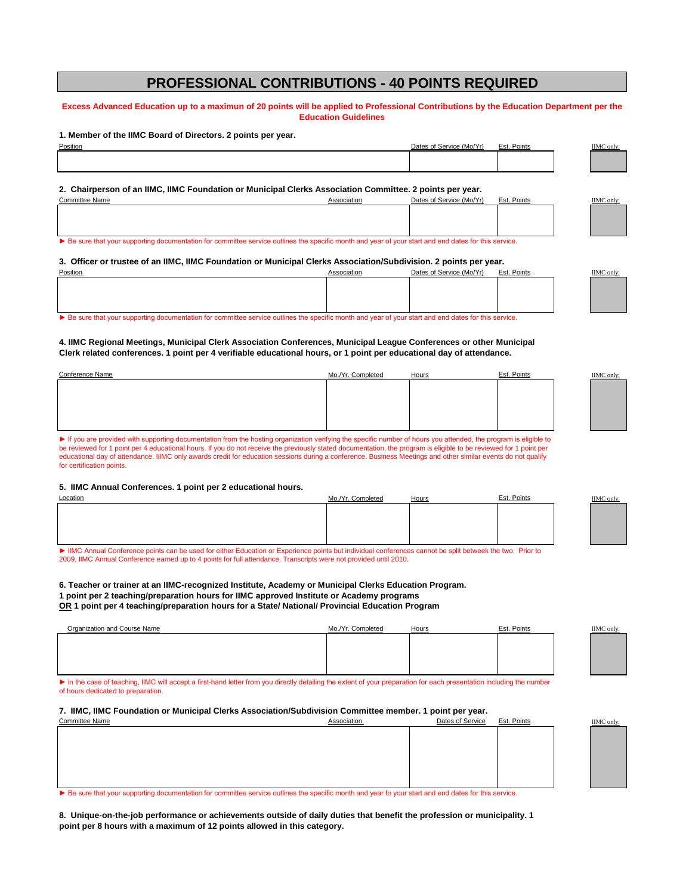# PROFESSIONAL CONTRIBUTIONS - 40 POINTS REQUIRED

**Excess Advanced Education up to a maximun of 20 points will be applied to Professional Contributions by the Education Department per the Education Guidelines**

**1. Member of the IIMC Board of Directors. 2 points per year.**

| Position | Dates of Service (Mo/Yr) | Est. Points | IIMC only: |
|---|---|---|---|
| | | | |

**2. Chairperson of an IIMC, IIMC Foundation or Municipal Clerks Association Committee. 2 points per year.**

| Committee Name | Association | Dates of Service (Mo/Yr) | Est. Points | IIMC only: |
|---|---|---|---|---|
| | | | | |

► Be sure that your supporting documentation for committee service outlines the specific month and year of your start and end dates for this service.

**3. Officer or trustee of an IIMC, IIMC Foundation or Municipal Clerks Association/Subdivision. 2 points per year.**

| Position | Association | Dates of Service (Mo/Yr) | Est. Points | IIMC only: |
|---|---|---|---|---|
| | | | | |

► Be sure that your supporting documentation for committee service outlines the specific month and year of your start and end dates for this service.

**4. IIMC Regional Meetings, Municipal Clerk Association Conferences, Municipal League Conferences or other Municipal Clerk related conferences. 1 point per 4 verifiable educational hours, or 1 point per educational day of attendance.**

| Conference Name | Mo./Yr. Completed | Hours | Est. Points | IIMC only: |
|---|---|---|---|---|
| | | | | |

► If you are provided with supporting documentation from the hosting organization verifying the specific number of hours you attended, the program is eligible to be reviewed for 1 point per 4 educational hours. If you do not receive the previously stated documentation, the program is eligible to be reviewed for 1 point per educational day of attendance. IIMC only awards credit for education sessions during a conference. Business Meetings and other similar events do not qualify for certification points.

**5. IIMC Annual Conferences. 1 point per 2 educational hours.**

| Location | Mo./Yr. Completed | Hours | Est. Points | IIMC only: |
|---|---|---|---|---|
| | | | | |

► IIMC Annual Conference points can be used for either Education or Experience points but individual conferences cannot be split betweek the two. Prior to 2009, IIMC Annual Conference earned up to 4 points for full attendance. Transcripts were not provided until 2010.

**6. Teacher or trainer at an IIMC-recognized Institute, Academy or Municipal Clerks Education Program.**
**1 point per 2 teaching/preparation hours for IIMC approved Institute or Academy programs**
**OR 1 point per 4 teaching/preparation hours for a State/ National/ Provincial Education Program**

| Organization and Course Name | Mo./Yr. Completed | Hours | Est. Points | IIMC only: |
|---|---|---|---|---|
| | | | | |

► In the case of teaching, IIMC will accept a first-hand letter from you directly detailing the extent of your preparation for each presentation including the number of hours dedicated to preparation.

**7. IIMC, IIMC Foundation or Municipal Clerks Association/Subdivision Committee member. 1 point per year.**

| Committee Name | Association | Dates of Service | Est. Points | IIMC only: |
|---|---|---|---|---|
| | | | | |

► Be sure that your supporting documentation for committee service outlines the specific month and year fo your start and end dates for this service.

**8. Unique-on-the-job performance or achievements outside of daily duties that benefit the profession or municipality. 1 point per 8 hours with a maximum of 12 points allowed in this category.**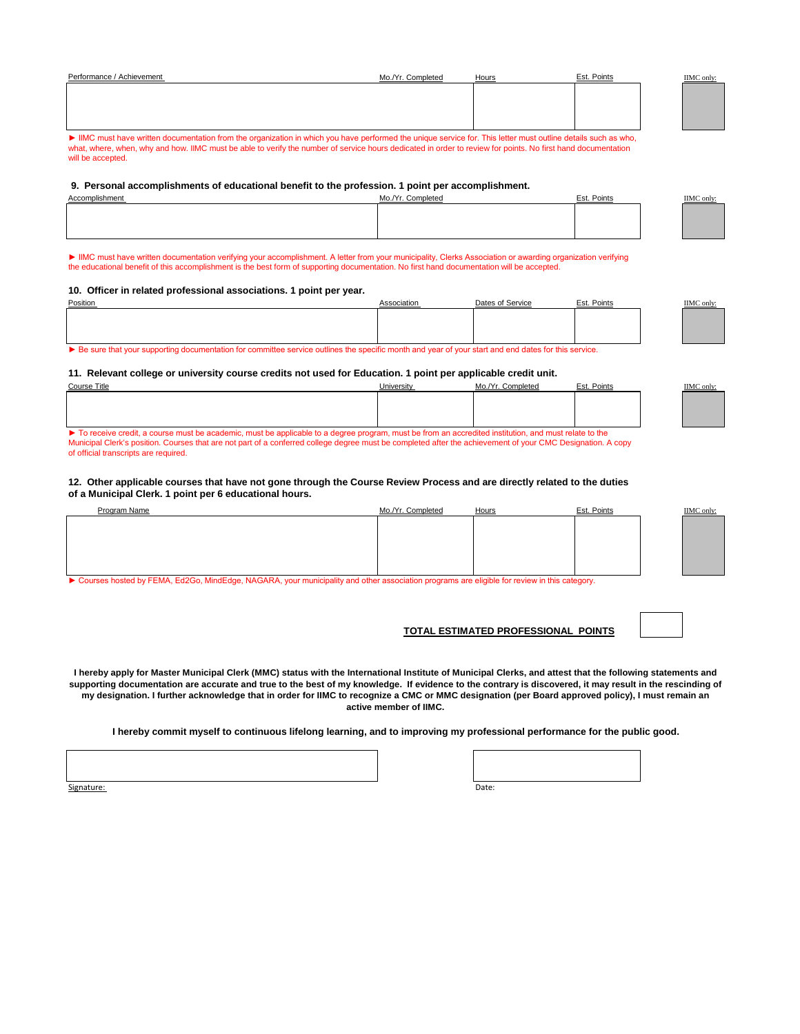| Performance / Achievement | Mo./Yr. Completed | Hours | Est. Points | IIMC only: |
|---|---|---|---|---|
| | | | | |

► IIMC must have written documentation from the organization in which you have performed the unique service for. This letter must outline details such as who, what, where, when, why and how. IIMC must be able to verify the number of service hours dedicated in order to review for points. No first hand documentation will be accepted.

**9. Personal accomplishments of educational benefit to the profession. 1 point per accomplishment.**

| Accomplishment | Mo./Yr. Completed | Est. Points | IIMC only: |
|---|---|---|---|
| | | | |

► IIMC must have written documentation verifying your accomplishment. A letter from your municipality, Clerks Association or awarding organization verifying the educational benefit of this accomplishment is the best form of supporting documentation. No first hand documentation will be accepted.

**10. Officer in related professional associations. 1 point per year.**

| Position | Association | Dates of Service | Est. Points | IIMC only: |
|---|---|---|---|---|
| | | | | |

► Be sure that your supporting documentation for committee service outlines the specific month and year of your start and end dates for this service.

**11. Relevant college or university course credits not used for Education. 1 point per applicable credit unit.**

| Course Title | University | Mo./Yr. Completed | Est. Points | IIMC only: |
|---|---|---|---|---|
| | | | | |

► To receive credit, a course must be academic, must be applicable to a degree program, must be from an accredited institution, and must relate to the Municipal Clerk's position. Courses that are not part of a conferred college degree must be completed after the achievement of your CMC Designation. A copy of official transcripts are required.

**12. Other applicable courses that have not gone through the Course Review Process and are directly related to the duties of a Municipal Clerk. 1 point per 6 educational hours.**

| Program Name | Mo./Yr. Completed | Hours | Est. Points | IIMC only: |
|---|---|---|---|---|
| | | | | |

► Courses hosted by FEMA, Ed2Go, MindEdge, NAGARA, your municipality and other association programs are eligible for review in this category.

**TOTAL ESTIMATED PROFESSIONAL POINTS** \_\_\_\_\_\_

**I hereby apply for Master Municipal Clerk (MMC) status with the International Institute of Municipal Clerks, and attest that the following statements and supporting documentation are accurate and true to the best of my knowledge. If evidence to the contrary is discovered, it may result in the rescinding of my designation. I further acknowledge that in order for IIMC to recognize a CMC or MMC designation (per Board approved policy), I must remain an active member of IIMC.**

**I hereby commit myself to continuous lifelong learning, and to improving my professional performance for the public good.**

Signature: \_\_\_\_\_\_\_\_\_\_\_\_\_\_\_\_\_\_\_\_

Date: \_\_\_\_\_\_\_\_\_\_